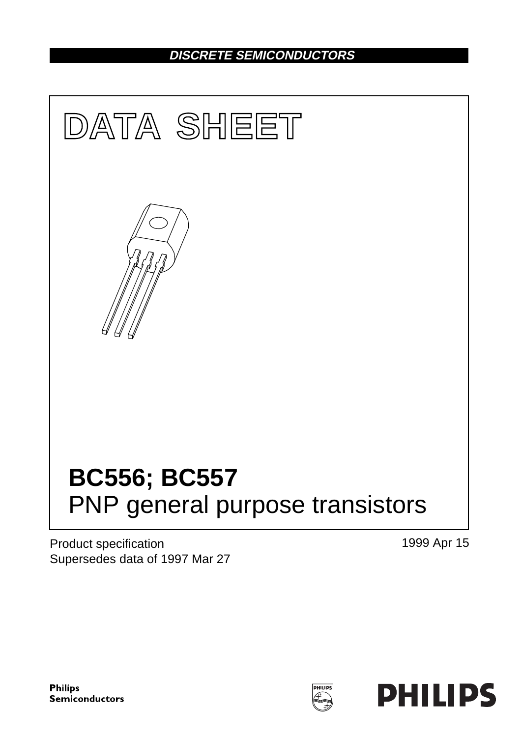DISCRETE SEMICONDUCTORS

# DATA SHEET

# BC556; BC557

## PNP general purpose transistors

Product specification
Supersedes data of 1997 Mar 27

1999 Apr 15

Philips Semiconductors

PHILIPS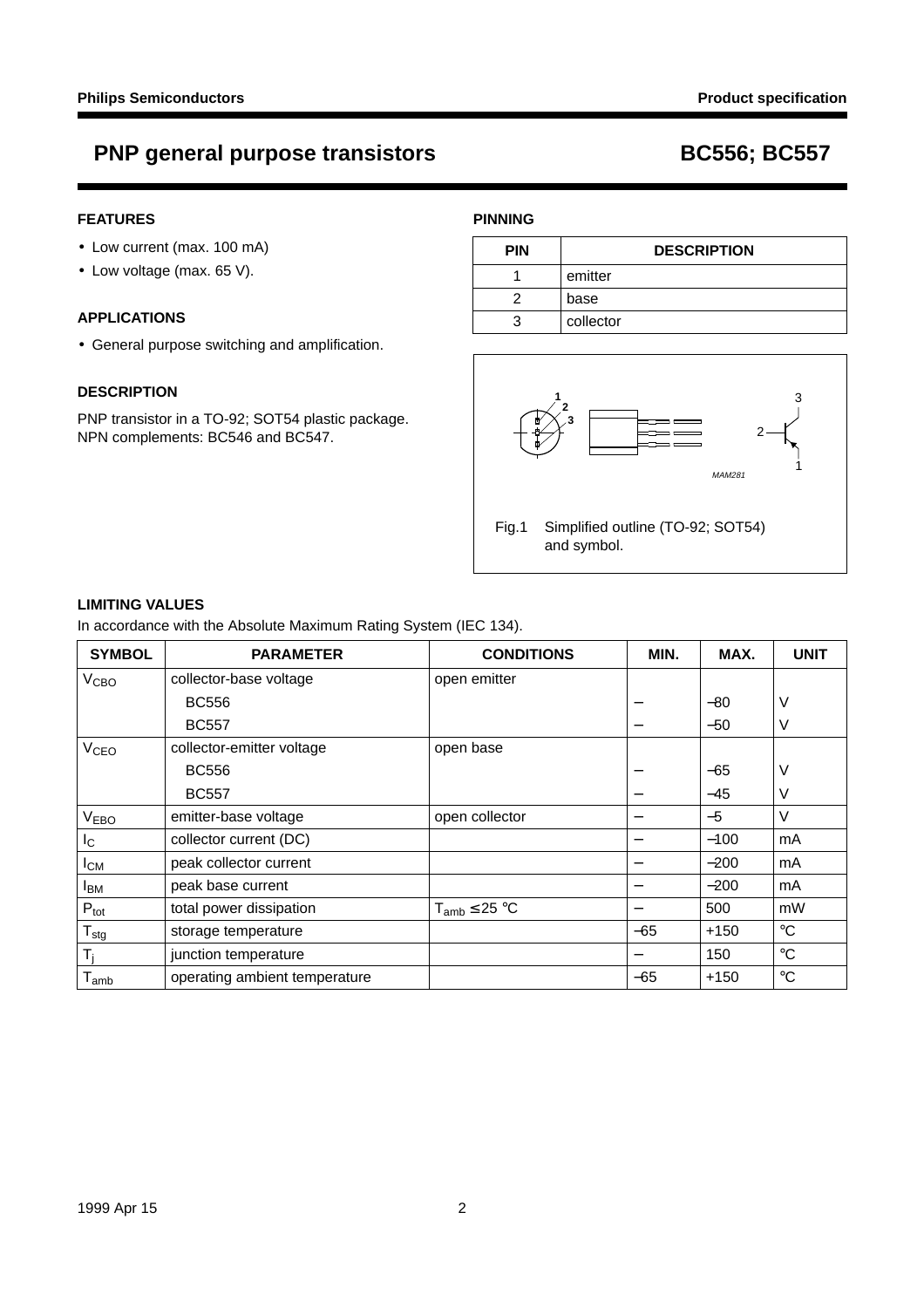# PNP general purpose transistors — BC556; BC557

## FEATURES

- Low current (max. 100 mA)
- Low voltage (max. 65 V).

## APPLICATIONS

- General purpose switching and amplification.

## DESCRIPTION

PNP transistor in a TO-92; SOT54 plastic package.
NPN complements: BC546 and BC547.

## PINNING

| PIN | DESCRIPTION |
|---|---|
| 1 | emitter |
| 2 | base |
| 3 | collector |

Fig.1 Simplified outline (TO-92; SOT54) and symbol.

## LIMITING VALUES

In accordance with the Absolute Maximum Rating System (IEC 134).

| SYMBOL | PARAMETER | CONDITIONS | MIN. | MAX. | UNIT |
|---|---|---|---|---|---|
| $V_{CBO}$ | collector-base voltage | open emitter | | | |
| | BC556 | | – | –80 | V |
| | BC557 | | – | –50 | V |
| $V_{CEO}$ | collector-emitter voltage | open base | | | |
| | BC556 | | – | –65 | V |
| | BC557 | | – | –45 | V |
| $V_{EBO}$ | emitter-base voltage | open collector | – | –5 | V |
| $I_C$ | collector current (DC) | | – | –100 | mA |
| $I_{CM}$ | peak collector current | | – | –200 | mA |
| $I_{BM}$ | peak base current | | – | –200 | mA |
| $P_{tot}$ | total power dissipation | $T_{amb} \leq 25$ °C | – | 500 | mW |
| $T_{stg}$ | storage temperature | | –65 | +150 | °C |
| $T_j$ | junction temperature | | – | 150 | °C |
| $T_{amb}$ | operating ambient temperature | | –65 | +150 | °C |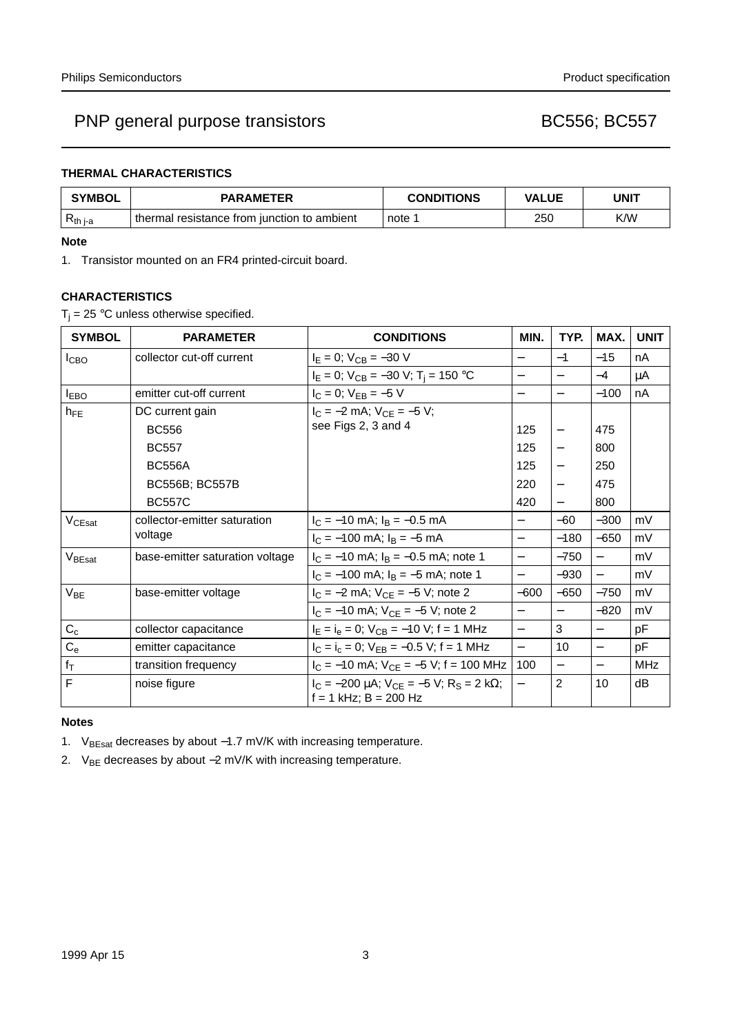### THERMAL CHARACTERISTICS

| SYMBOL | PARAMETER | CONDITIONS | VALUE | UNIT |
|---|---|---|---|---|
| $R_{th\ j\text{-}a}$ | thermal resistance from junction to ambient | note 1 | 250 | K/W |

**Note**

1. Transistor mounted on an FR4 printed-circuit board.

### CHARACTERISTICS

$T_j$ = 25 °C unless otherwise specified.

| SYMBOL | PARAMETER | CONDITIONS | MIN. | TYP. | MAX. | UNIT |
|---|---|---|---|---|---|---|
| $I_{CBO}$ | collector cut-off current | $I_E$ = 0; $V_{CB}$ = −30 V | − | −1 | −15 | nA |
| | | $I_E$ = 0; $V_{CB}$ = −30 V; $T_j$ = 150 °C | − | − | −4 | μA |
| $I_{EBO}$ | emitter cut-off current | $I_C$ = 0; $V_{EB}$ = −5 V | − | − | −100 | nA |
| $h_{FE}$ | DC current gain | $I_C$ = −2 mA; $V_{CE}$ = −5 V; see Figs 2, 3 and 4 | | | | |
| | BC556 | | 125 | − | 475 | |
| | BC557 | | 125 | − | 800 | |
| | BC556A | | 125 | − | 250 | |
| | BC556B; BC557B | | 220 | − | 475 | |
| | BC557C | | 420 | − | 800 | |
| $V_{CEsat}$ | collector-emitter saturation voltage | $I_C$ = −10 mA; $I_B$ = −0.5 mA | − | −60 | −300 | mV |
| | | $I_C$ = −100 mA; $I_B$ = −5 mA | − | −180 | −650 | mV |
| $V_{BEsat}$ | base-emitter saturation voltage | $I_C$ = −10 mA; $I_B$ = −0.5 mA; note 1 | − | −750 | − | mV |
| | | $I_C$ = −100 mA; $I_B$ = −5 mA; note 1 | − | −930 | − | mV |
| $V_{BE}$ | base-emitter voltage | $I_C$ = −2 mA; $V_{CE}$ = −5 V; note 2 | −600 | −650 | −750 | mV |
| | | $I_C$ = −10 mA; $V_{CE}$ = −5 V; note 2 | − | − | −820 | mV |
| $C_c$ | collector capacitance | $I_E = i_e$ = 0; $V_{CB}$ = −10 V; f = 1 MHz | − | 3 | − | pF |
| $C_e$ | emitter capacitance | $I_C = i_c$ = 0; $V_{EB}$ = −0.5 V; f = 1 MHz | − | 10 | − | pF |
| $f_T$ | transition frequency | $I_C$ = −10 mA; $V_{CE}$ = −5 V; f = 100 MHz | 100 | − | − | MHz |
| F | noise figure | $I_C$ = −200 μA; $V_{CE}$ = −5 V; $R_S$ = 2 kΩ; f = 1 kHz; B = 200 Hz | − | 2 | 10 | dB |

**Notes**

1. $V_{BEsat}$ decreases by about −1.7 mV/K with increasing temperature.
2. $V_{BE}$ decreases by about −2 mV/K with increasing temperature.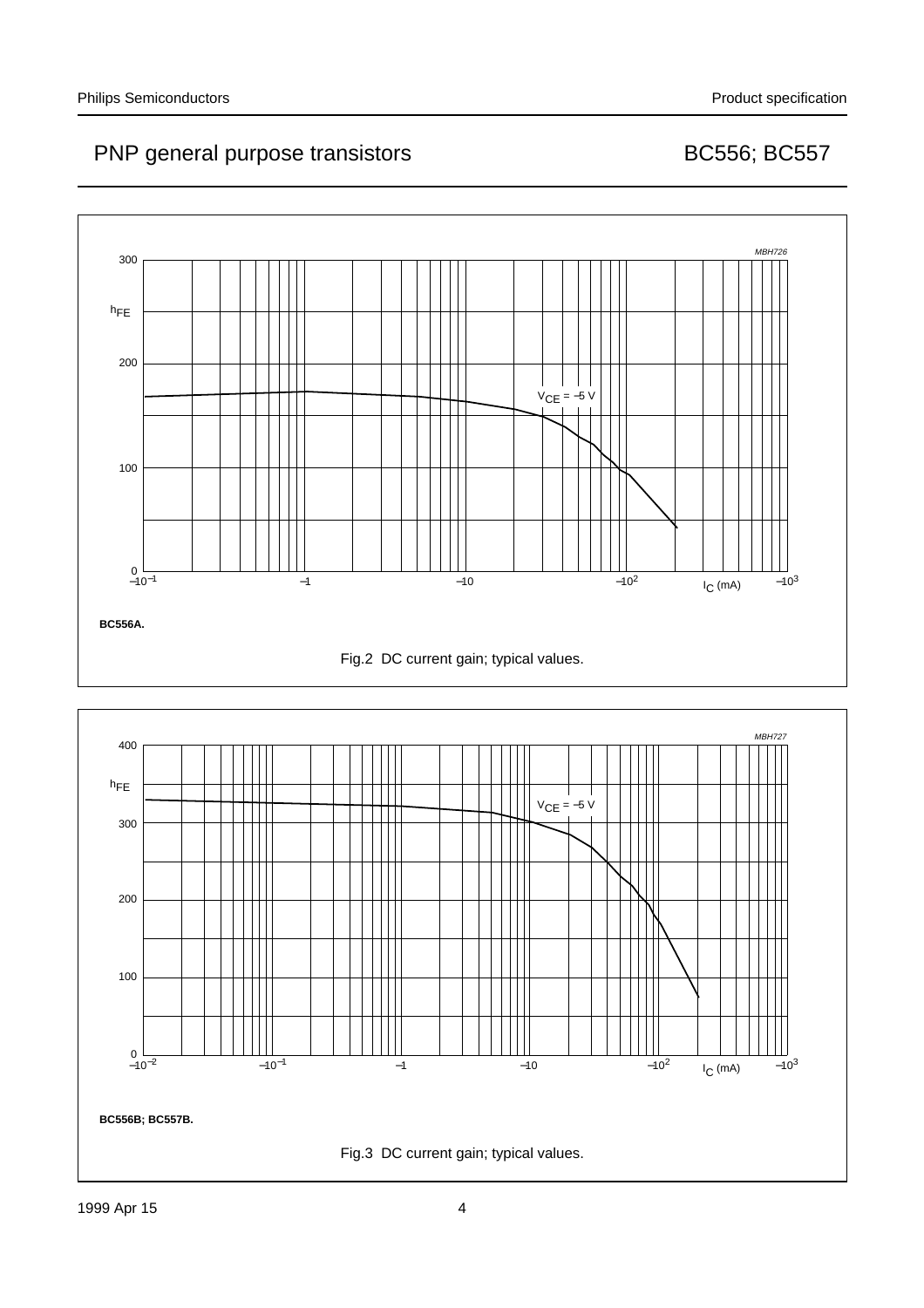BC556A.

Fig.2 DC current gain; typical values.

BC556B; BC557B.

Fig.3 DC current gain; typical values.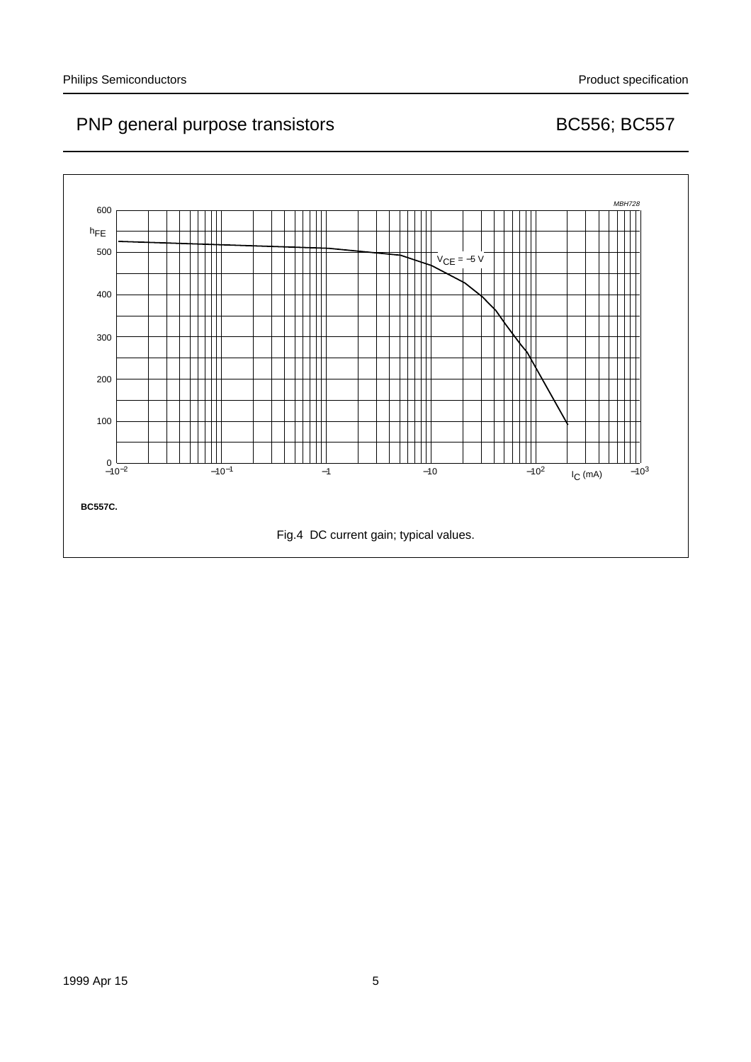BC557C.

Fig.4 DC current gain; typical values.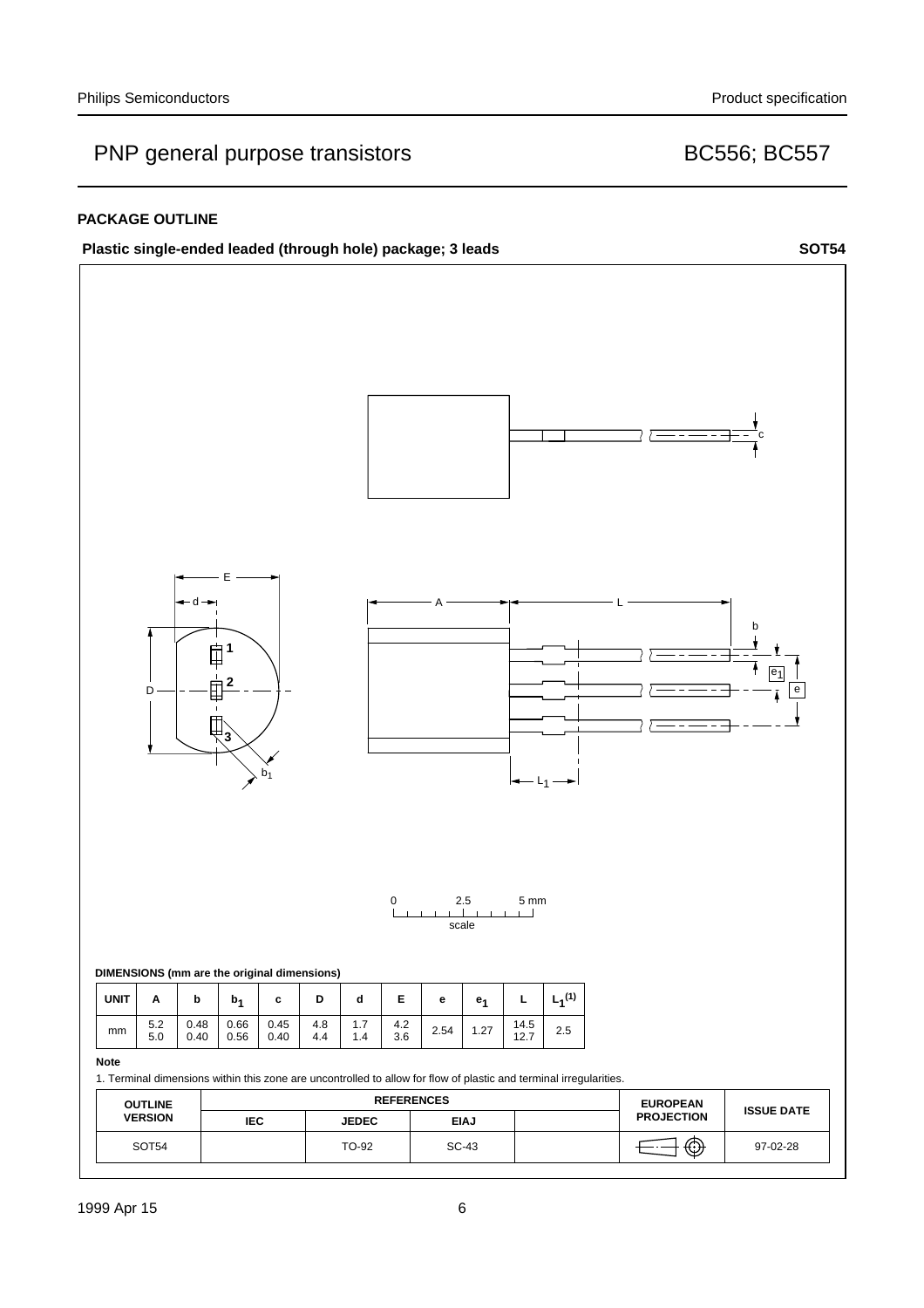## PACKAGE OUTLINE

**Plastic single-ended leaded (through hole) package; 3 leads** **SOT54**

**DIMENSIONS (mm are the original dimensions)**

| UNIT | A | b | $b_1$ | c | D | d | E | e | $e_1$ | L | $L_1$(1) |
|---|---|---|---|---|---|---|---|---|---|---|---|
| mm | 5.2<br>5.0 | 0.48<br>0.40 | 0.66<br>0.56 | 0.45<br>0.40 | 4.8<br>4.4 | 1.7<br>1.4 | 4.2<br>3.6 | 2.54 | 1.27 | 14.5<br>12.7 | 2.5 |

**Note**

1. Terminal dimensions within this zone are uncontrolled to allow for flow of plastic and terminal irregularities.

| OUTLINE VERSION | REFERENCES | | | | EUROPEAN PROJECTION | ISSUE DATE |
|---|---|---|---|---|---|---|
| | IEC | JEDEC | EIAJ | | | |
| SOT54 | | TO-92 | SC-43 | | | 97-02-28 |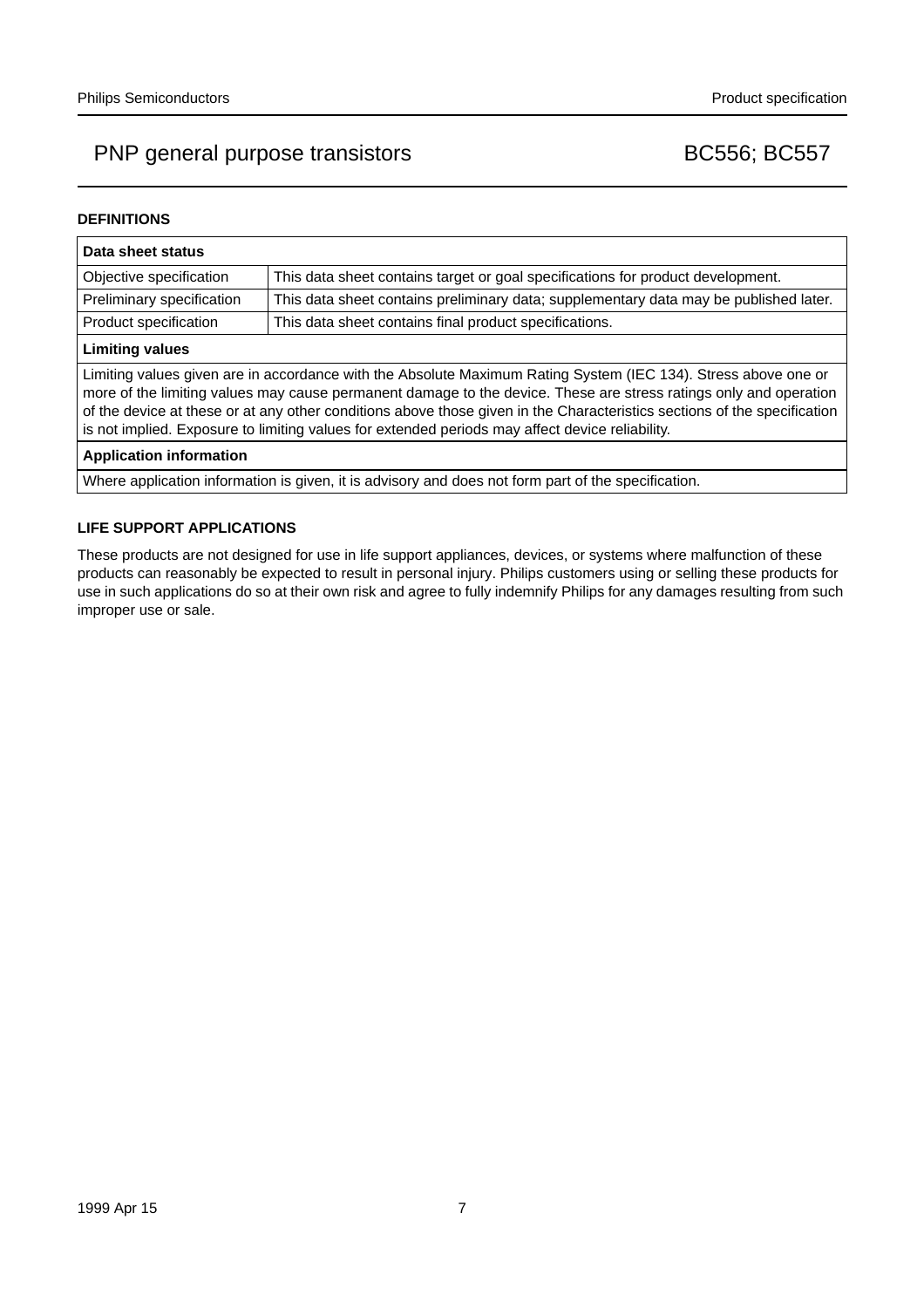## DEFINITIONS

| Data sheet status | |
| --- | --- |
| Objective specification | This data sheet contains target or goal specifications for product development. |
| Preliminary specification | This data sheet contains preliminary data; supplementary data may be published later. |
| Product specification | This data sheet contains final product specifications. |

**Limiting values**

Limiting values given are in accordance with the Absolute Maximum Rating System (IEC 134). Stress above one or more of the limiting values may cause permanent damage to the device. These are stress ratings only and operation of the device at these or at any other conditions above those given in the Characteristics sections of the specification is not implied. Exposure to limiting values for extended periods may affect device reliability.

**Application information**

Where application information is given, it is advisory and does not form part of the specification.

## LIFE SUPPORT APPLICATIONS

These products are not designed for use in life support appliances, devices, or systems where malfunction of these products can reasonably be expected to result in personal injury. Philips customers using or selling these products for use in such applications do so at their own risk and agree to fully indemnify Philips for any damages resulting from such improper use or sale.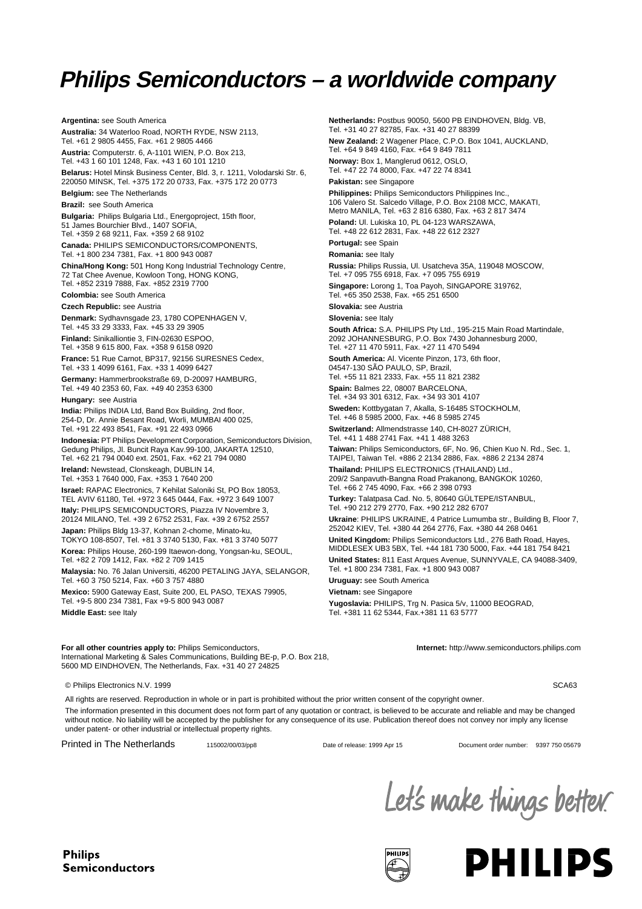# Philips Semiconductors – a worldwide company

**Argentina:** see South America

**Australia:** 34 Waterloo Road, NORTH RYDE, NSW 2113, Tel. +61 2 9805 4455, Fax. +61 2 9805 4466

**Austria:** Computerstr. 6, A-1101 WIEN, P.O. Box 213, Tel. +43 1 60 101 1248, Fax. +43 1 60 101 1210

**Belarus:** Hotel Minsk Business Center, Bld. 3, r. 1211, Volodarski Str. 6, 220050 MINSK, Tel. +375 172 20 0733, Fax. +375 172 20 0773

**Belgium:** see The Netherlands

**Brazil:** see South America

**Bulgaria:** Philips Bulgaria Ltd., Energoproject, 15th floor, 51 James Bourchier Blvd., 1407 SOFIA, Tel. +359 2 68 9211, Fax. +359 2 68 9102

**Canada:** PHILIPS SEMICONDUCTORS/COMPONENTS, Tel. +1 800 234 7381, Fax. +1 800 943 0087

**China/Hong Kong:** 501 Hong Kong Industrial Technology Centre, 72 Tat Chee Avenue, Kowloon Tong, HONG KONG, Tel. +852 2319 7888, Fax. +852 2319 7700

**Colombia:** see South America

**Czech Republic:** see Austria

**Denmark:** Sydhavnsgade 23, 1780 COPENHAGEN V, Tel. +45 33 29 3333, Fax. +45 33 29 3905

**Finland:** Sinikalliontie 3, FIN-02630 ESPOO, Tel. +358 9 615 800, Fax. +358 9 6158 0920

**France:** 51 Rue Carnot, BP317, 92156 SURESNES Cedex, Tel. +33 1 4099 6161, Fax. +33 1 4099 6427

**Germany:** Hammerbrookstraße 69, D-20097 HAMBURG, Tel. +49 40 2353 60, Fax. +49 40 2353 6300

**Hungary:** see Austria

**India:** Philips INDIA Ltd, Band Box Building, 2nd floor, 254-D, Dr. Annie Besant Road, Worli, MUMBAI 400 025, Tel. +91 22 493 8541, Fax. +91 22 493 0966

**Indonesia:** PT Philips Development Corporation, Semiconductors Division, Gedung Philips, Jl. Buncit Raya Kav.99-100, JAKARTA 12510, Tel. +62 21 794 0040 ext. 2501, Fax. +62 21 794 0080

**Ireland:** Newstead, Clonskeagh, DUBLIN 14, Tel. +353 1 7640 000, Fax. +353 1 7640 200

**Israel:** RAPAC Electronics, 7 Kehilat Saloniki St, PO Box 18053, TEL AVIV 61180, Tel. +972 3 645 0444, Fax. +972 3 649 1007

**Italy:** PHILIPS SEMICONDUCTORS, Piazza IV Novembre 3, 20124 MILANO, Tel. +39 2 6752 2531, Fax. +39 2 6752 2557

**Japan:** Philips Bldg 13-37, Kohnan 2-chome, Minato-ku, TOKYO 108-8507, Tel. +81 3 3740 5130, Fax. +81 3 3740 5077

**Korea:** Philips House, 260-199 Itaewon-dong, Yongsan-ku, SEOUL, Tel. +82 2 709 1412, Fax. +82 2 709 1415

**Malaysia:** No. 76 Jalan Universiti, 46200 PETALING JAYA, SELANGOR, Tel. +60 3 750 5214, Fax. +60 3 757 4880

**Mexico:** 5900 Gateway East, Suite 200, EL PASO, TEXAS 79905, Tel. +9-5 800 234 7381, Fax +9-5 800 943 0087

**Middle East:** see Italy

**Netherlands:** Postbus 90050, 5600 PB EINDHOVEN, Bldg. VB, Tel. +31 40 27 82785, Fax. +31 40 27 88399

**New Zealand:** 2 Wagener Place, C.P.O. Box 1041, AUCKLAND, Tel. +64 9 849 4160, Fax. +64 9 849 7811

**Norway:** Box 1, Manglerud 0612, OSLO, Tel. +47 22 74 8000, Fax. +47 22 74 8341

**Pakistan:** see Singapore

**Philippines:** Philips Semiconductors Philippines Inc., 106 Valero St. Salcedo Village, P.O. Box 2108 MCC, MAKATI, Metro MANILA, Tel. +63 2 816 6380, Fax. +63 2 817 3474

**Poland:** Ul. Lukiska 10, PL 04-123 WARSZAWA, Tel. +48 22 612 2831, Fax. +48 22 612 2327

**Portugal:** see Spain

**Romania:** see Italy

**Russia:** Philips Russia, Ul. Usatcheva 35A, 119048 MOSCOW, Tel. +7 095 755 6918, Fax. +7 095 755 6919

**Singapore:** Lorong 1, Toa Payoh, SINGAPORE 319762, Tel. +65 350 2538, Fax. +65 251 6500

**Slovakia:** see Austria

**Slovenia:** see Italy

**South Africa:** S.A. PHILIPS Pty Ltd., 195-215 Main Road Martindale, 2092 JOHANNESBURG, P.O. Box 7430 Johannesburg 2000, Tel. +27 11 470 5911, Fax. +27 11 470 5494

**South America:** Al. Vicente Pinzon, 173, 6th floor, 04547-130 SÃO PAULO, SP, Brazil, Tel. +55 11 821 2333, Fax. +55 11 821 2382

**Spain:** Balmes 22, 08007 BARCELONA, Tel. +34 93 301 6312, Fax. +34 93 301 4107

**Sweden:** Kottbygatan 7, Akalla, S-16485 STOCKHOLM, Tel. +46 8 5985 2000, Fax. +46 8 5985 2745

**Switzerland:** Allmendstrasse 140, CH-8027 ZÜRICH, Tel. +41 1 488 2741 Fax. +41 1 488 3263

**Taiwan:** Philips Semiconductors, 6F, No. 96, Chien Kuo N. Rd., Sec. 1, TAIPEI, Taiwan Tel. +886 2 2134 2886, Fax. +886 2 2134 2874

**Thailand:** PHILIPS ELECTRONICS (THAILAND) Ltd., 209/2 Sanpavuth-Bangna Road Prakanong, BANGKOK 10260, Tel. +66 2 745 4090, Fax. +66 2 398 0793

**Turkey:** Talatpasa Cad. No. 5, 80640 GÜLTEPE/ISTANBUL, Tel. +90 212 279 2770, Fax. +90 212 282 6707

**Ukraine**: PHILIPS UKRAINE, 4 Patrice Lumumba str., Building B, Floor 7, 252042 KIEV, Tel. +380 44 264 2776, Fax. +380 44 268 0461

**United Kingdom:** Philips Semiconductors Ltd., 276 Bath Road, Hayes, MIDDLESEX UB3 5BX, Tel. +44 181 730 5000, Fax. +44 181 754 8421

**United States:** 811 East Arques Avenue, SUNNYVALE, CA 94088-3409, Tel. +1 800 234 7381, Fax. +1 800 943 0087

**Uruguay:** see South America

**Vietnam:** see Singapore

**Yugoslavia:** PHILIPS, Trg N. Pasica 5/v, 11000 BEOGRAD, Tel. +381 11 62 5344, Fax.+381 11 63 5777

**For all other countries apply to:** Philips Semiconductors, International Marketing & Sales Communications, Building BE-p, P.O. Box 218, 5600 MD EINDHOVEN, The Netherlands, Fax. +31 40 27 24825

**Internet:** http://www.semiconductors.philips.com

© Philips Electronics N.V. 1999 SCA63

All rights are reserved. Reproduction in whole or in part is prohibited without the prior written consent of the copyright owner.

The information presented in this document does not form part of any quotation or contract, is believed to be accurate and reliable and may be changed without notice. No liability will be accepted by the publisher for any consequence of its use. Publication thereof does not convey nor imply any license under patent- or other industrial or intellectual property rights.

Printed in The Netherlands 115002/00/03/pp8 Date of release: 1999 Apr 15 Document order number: 9397 750 05679

Let's make things better.

Philips Semiconductors

PHILIPS